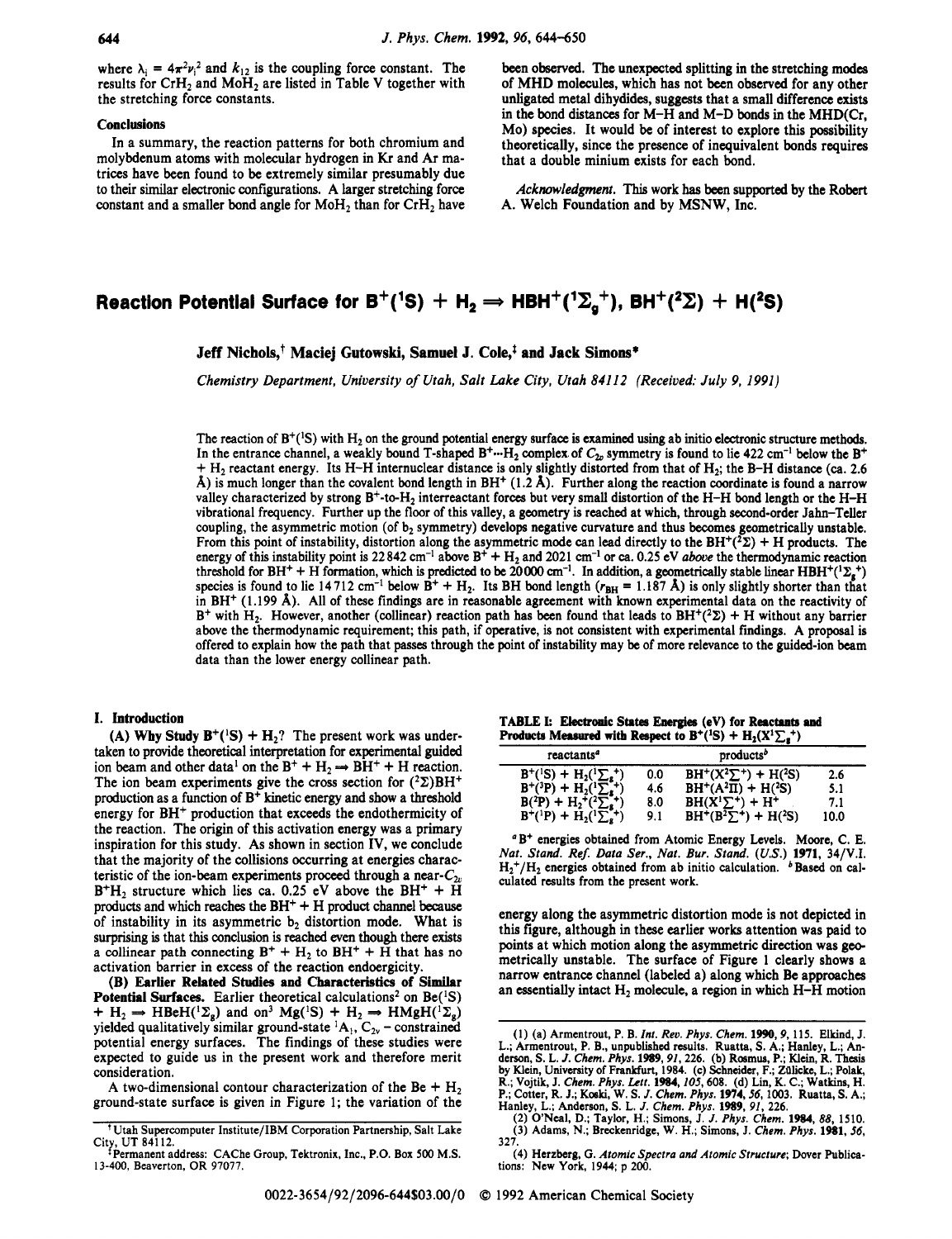where $\lambda_i = 4\pi^2\nu_i^2$ and $k_{12}$ is the coupling force constant. The results for $CrH_2$ and $MoH_2$ are listed in Table V together with the stretching force constants.

### Conclusions

In a summary, the reaction patterns for both chromium and molybdenum atoms with molecular hydrogen in Kr and Ar matrices have been found to be extremely similar presumably due to their similar electronic configurations. A larger stretching force constant and a smaller bond angle for $MoH_2$ than for $CrH_2$ have been observed. The unexpected splitting in the stretching modes of MHD molecules, which has not been observed for any other unligated metal dihydides, suggests that a small difference exists in the bond distances for M–H and M–D bonds in the MHD(Cr, Mo) species. It would be of interest to explore this possibility theoretically, since the presence of inequivalent bonds requires that a double minium exists for each bond.

*Acknowledgment.* This work has been supported by the Robert A. Welch Foundation and by MSNW, Inc.

# Reaction Potential Surface for $B^+(^1S) + H_2 \Rightarrow HBH^+(^1\Sigma_g^+)$, $BH^+(^2\Sigma) + H(^2S)$

**Jeff Nichols,[†] Maciej Gutowski, Samuel J. Cole,[‡] and Jack Simons***

*Chemistry Department, University of Utah, Salt Lake City, Utah 84112 (Received: July 9, 1991)*

The reaction of $B^+(^1S)$ with $H_2$ on the ground potential energy surface is examined using ab initio electronic structure methods. In the entrance channel, a weakly bound T-shaped $B^+\cdots H_2$ complex of $C_{2v}$ symmetry is found to lie 422 cm$^{-1}$ below the $B^+ + H_2$ reactant energy. Its H–H internuclear distance is only slightly distorted from that of $H_2$; the B–H distance (ca. 2.6 Å) is much longer than the covalent bond length in $BH^+$ (1.2 Å). Further along the reaction coordinate is found a narrow valley characterized by strong $B^+$-to-$H_2$ interreactant forces but very small distortion of the H–H bond length or the H–H vibrational frequency. Further up the floor of this valley, a geometry is reached at which, through second-order Jahn–Teller coupling, the asymmetric motion (of $b_2$ symmetry) develops negative curvature and thus becomes geometrically unstable. From this point of instability, distortion along the asymmetric mode can lead directly to the $BH^+(^2\Sigma) + H$ products. The energy of this instability point is 22842 cm$^{-1}$ above $B^+ + H_2$ and 2021 cm$^{-1}$ or ca. 0.25 eV *above* the thermodynamic reaction threshold for $BH^+ + H$ formation, which is predicted to be 20000 cm$^{-1}$. In addition, a geometrically stable linear $HBH^+(^1\Sigma_g^+)$ species is found to lie 14712 cm$^{-1}$ below $B^+ + H_2$. Its BH bond length ($r_{BH}$ = 1.187 Å) is only slightly shorter than that in $BH^+$ (1.199 Å). All of these findings are in reasonable agreement with known experimental data on the reactivity of $B^+$ with $H_2$. However, another (collinear) reaction path has been found that leads to $BH^+(^2\Sigma) + H$ without any barrier above the thermodynamic requirement; this path, if operative, is not consistent with experimental findings. A proposal is offered to explain how the path that passes through the point of instability may be of more relevance to the guided-ion beam data than the lower energy collinear path.

## I. Introduction

**(A) Why Study $B^+(^1S) + H_2$?** The present work was undertaken to provide theoretical interpretation for experimental guided ion beam and other data[1] on the $B^+ + H_2 \Rightarrow BH^+ + H$ reaction. The ion beam experiments give the cross section for $(^2\Sigma)BH^+$ production as a function of $B^+$ kinetic energy and show a threshold energy for $BH^+$ production that exceeds the endothermicity of the reaction. The origin of this activation energy was a primary inspiration for this study. As shown in section IV, we conclude that the majority of the collisions occurring at energies characteristic of the ion-beam experiments proceed through a near-$C_{2v}$ $B^+H_2$ structure which lies ca. 0.25 eV above the $BH^+ + H$ products and which reaches the $BH^+ + H$ product channel because of instability in its asymmetric $b_2$ distortion mode. What is surprising is that this conclusion is reached even though there exists a collinear path connecting $B^+ + H_2$ to $BH^+ + H$ that has no activation barrier in excess of the reaction endoergicity.

**(B) Earlier Related Studies and Characteristics of Similar Potential Surfaces.** Earlier theoretical calculations[2] on $Be(^1S) + H_2 \Rightarrow HBeH(^1\Sigma_g)$ and on[3] $Mg(^1S) + H_2 \Rightarrow HMgH(^1\Sigma_g)$ yielded qualitatively similar ground-state $^1A_1$, $C_{2v}$ – constrained potential energy surfaces. The findings of these studies were expected to guide us in the present work and therefore merit consideration.

A two-dimensional contour characterization of the Be + $H_2$ ground-state surface is given in Figure 1; the variation of the energy along the asymmetric distortion mode is not depicted in this figure, although in these earlier works attention was paid to points at which motion along the asymmetric direction was geometrically unstable. The surface of Figure 1 clearly shows a narrow entrance channel (labeled a) along which Be approaches an essentially intact $H_2$ molecule, a region in which H–H motion

**TABLE I: Electronic States Energies (eV) for Reactants and Products Measured with Respect to $B^+(^1S) + H_2(X^1\Sigma_g^+)$**

| reactants[a] | | products[b] | |
|---|---|---|---|
| $B^+(^1S) + H_2(^1\Sigma_g^+)$ | 0.0 | $BH^+(X^2\Sigma^+) + H(^2S)$ | 2.6 |
| $B^+(^3P) + H_2(^1\Sigma_g^+)$ | 4.6 | $BH^+(A^2\Pi) + H(^2S)$ | 5.1 |
| $B(^2P) + H_2^+(^2\Sigma_g^+)$ | 8.0 | $BH(X^1\Sigma^+) + H^+$ | 7.1 |
| $B^+(^1P) + H_2(^1\Sigma_g^+)$ | 9.1 | $BH^+(B^2\Sigma^+) + H(^2S)$ | 10.0 |

[a] $B^+$ energies obtained from Atomic Energy Levels. Moore, C. E. *Nat. Stand. Ref. Data Ser., Nat. Bur. Stand. (U.S.)* **1971**, 34/V.I. $H_2^+/H_2$ energies obtained from ab initio calculation. [b] Based on calculated results from the present work.

[†] Utah Supercomputer Institute/IBM Corporation Partnership, Salt Lake City, UT 84112.

[‡] Permanent address: CAChe Group, Tektronix, Inc., P.O. Box 500 M.S. 13-400, Beaverton, OR 97077.

(1) (a) Armentrout, P. B. *Int. Rev. Phys. Chem.* **1990**, 9, 115. Elkind, J. L.; Armentrout, P. B., unpublished results. Ruatta, S. A.; Hanley, L.; Anderson, S. L. *J. Chem. Phys.* **1989**, 91, 226. (b) Rosmus, P.; Klein, R. Thesis by Klein, University of Frankfurt, 1984. (c) Schneider, F.; Zülicke, L.; Polak, R.; Vojtik, J. *Chem. Phys. Lett.* **1984**, 105, 608. (d) Lin, K. C.; Watkins, H. P.; Cotter, R. J.; Koski, W. S. *J. Chem. Phys.* **1974**, 56, 1003. Ruatta, S. A.; Hanley, L.; Anderson, S. L. *J. Chem. Phys.* **1989**, 91, 226.

(2) O'Neal, D.; Taylor, H.; Simons, J. *J. Phys. Chem.* **1984**, 88, 1510.

(3) Adams, N.; Breckenridge, W. H.; Simons, J. *Chem. Phys.* **1981**, 56, 327.

(4) Herzberg, G. *Atomic Spectra and Atomic Structure*; Dover Publications: New York, 1944; p 200.

0022-3654/92/2096-644$03.00/0 © 1992 American Chemical Society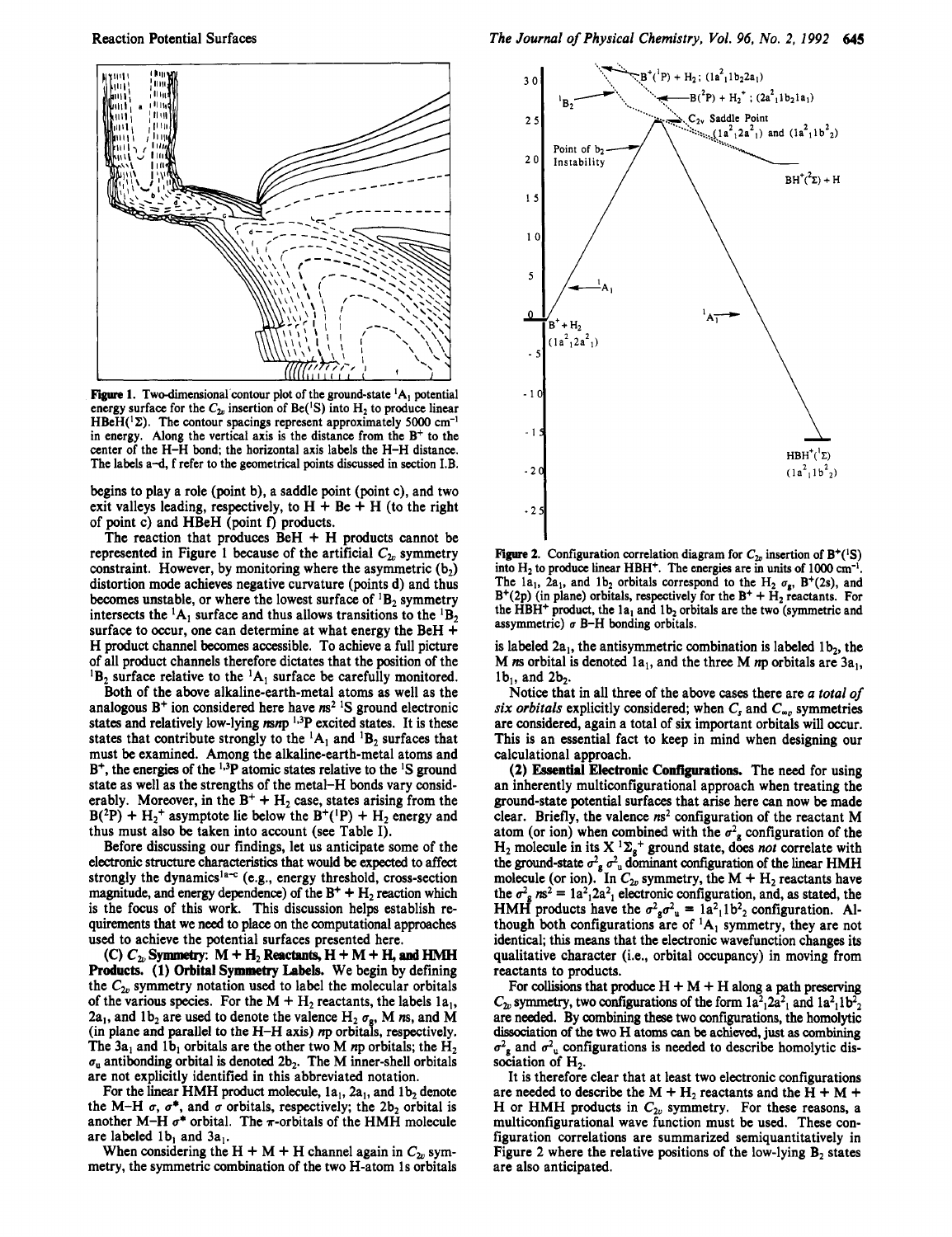Figure 1. Two-dimensional contour plot of the ground-state $^1A_1$ potential energy surface for the $C_{2v}$ insertion of Be($^1$S) into $H_2$ to produce linear HBeH($^1\Sigma$). The contour spacings represent approximately 5000 cm$^{-1}$ in energy. Along the vertical axis is the distance from the $B^+$ to the center of the H–H bond; the horizontal axis labels the H–H distance. The labels a–d, f refer to the geometrical points discussed in section I.B.

begins to play a role (point b), a saddle point (point c), and two exit valleys leading, respectively, to H + Be + H (to the right of point c) and HBeH (point f) products.

The reaction that produces BeH + H products cannot be represented in Figure 1 because of the artificial $C_{2v}$ symmetry constraint. However, by monitoring where the asymmetric ($b_2$) distortion mode achieves negative curvature (points d) and thus becomes unstable, or where the lowest surface of $^1B_2$ symmetry intersects the $^1A_1$ surface and thus allows transitions to the $^1B_2$ surface to occur, one can determine at what energy the BeH + H product channel becomes accessible. To achieve a full picture of all product channels therefore dictates that the position of the $^1B_2$ surface relative to the $^1A_1$ surface be carefully monitored.

Both of the above alkaline-earth-metal atoms as well as the analogous $B^+$ ion considered here have $ns^2$ $^1$S ground electronic states and relatively low-lying $nsnp$ $^{1,3}$P excited states. It is these states that contribute strongly to the $^1A_1$ and $^1B_2$ surfaces that must be examined. Among the alkaline-earth-metal atoms and $B^+$, the energies of the $^{1,3}$P atomic states relative to the $^1$S ground state as well as the strengths of the metal–H bonds vary considerably. Moreover, in the $B^+ + H_2$ case, states arising from the B($^2$P) + $H_2^+$ asymptote lie below the $B^+$($^1$P) + $H_2$ energy and thus must also be taken into account (see Table I).

Before discussing our findings, let us anticipate some of the electronic structure characteristics that would be expected to affect strongly the dynamics[1a–c] (e.g., energy threshold, cross-section magnitude, and energy dependence) of the $B^+ + H_2$ reaction which is the focus of this work. This discussion helps establish requirements that we need to place on the computational approaches used to achieve the potential surfaces presented here.

**(C) $C_{2v}$ Symmetry: M + $H_2$ Reactants, H + M + H, and HMH Products. (1) Orbital Symmetry Labels.** We begin by defining the $C_{2v}$ symmetry notation used to label the molecular orbitals of the various species. For the M + $H_2$ reactants, the labels $1a_1$, $2a_1$, and $1b_2$ are used to denote the valence $H_2$ $\sigma_g$, M $ns$, and M (in plane and parallel to the H–H axis) $np$ orbitals, respectively. The $3a_1$ and $1b_1$ orbitals are the other two M $np$ orbitals; the $H_2$ $\sigma_u$ antibonding orbital is denoted $2b_2$. The M inner-shell orbitals are not explicitly identified in this abbreviated notation.

For the linear HMH product molecule, $1a_1$, $2a_1$, and $1b_2$ denote the M–H $\sigma$, $\sigma$*, and $\sigma$ orbitals, respectively; the $2b_2$ orbital is another M–H $\sigma$* orbital. The $\pi$-orbitals of the HMH molecule are labeled $1b_1$ and $3a_1$.

When considering the H + M + H channel again in $C_{2v}$ symmetry, the symmetric combination of the two H-atom 1s orbitals

Figure 2. Configuration correlation diagram for $C_{2v}$ insertion of $B^+$($^1$S) into $H_2$ to produce linear $HBH^+$. The energies are in units of 1000 cm$^{-1}$. The $1a_1$, $2a_1$, and $1b_2$ orbitals correspond to the $H_2$ $\sigma_g$, $B^+$(2s), and $B^+$(2p) (in plane) orbitals, respectively for the $B^+ + H_2$ reactants. For the $HBH^+$ product, the $1a_1$ and $1b_2$ orbitals are the two (symmetric and assymmetric) $\sigma$ B–H bonding orbitals.

is labeled $2a_1$, the antisymmetric combination is labeled $1b_2$, the M $ns$ orbital is denoted $1a_1$, and the three M $np$ orbitals are $3a_1$, $1b_1$, and $2b_2$.

Notice that in all three of the above cases there are *a total of six orbitals* explicitly considered; when $C_s$ and $C_{\infty v}$ symmetries are considered, again a total of six important orbitals will occur. This is an essential fact to keep in mind when designing our calculational approach.

**(2) Essential Electronic Configurations.** The need for using an inherently multiconfigurational approach when treating the ground-state potential surfaces that arise here can now be made clear. Briefly, the valence $ns^2$ configuration of the reactant M atom (or ion) when combined with the $\sigma_g^2$ configuration of the $H_2$ molecule in its X $^1\Sigma_g^+$ ground state, does *not* correlate with the ground-state $\sigma_g^2\sigma_u^2$ dominant configuration of the linear HMH molecule (or ion). In $C_{2v}$ symmetry, the M + $H_2$ reactants have the $\sigma_g^2 ns^2 = 1a_1^2 2a_1^2$ electronic configuration, and, as stated, the HMH products have the $\sigma_g^2\sigma_u^2 = 1a_1^2 1b_2^2$ configuration. Although both configurations are of $^1A_1$ symmetry, they are not identical; this means that the electronic wavefunction changes its qualitative character (i.e., orbital occupancy) in moving from reactants to products.

For collisions that produce H + M + H along a path preserving $C_{2v}$ symmetry, two configurations of the form $1a_1^2 2a_1^2$ and $1a_1^2 1b_2^2$ are needed. By combining these two configurations, the homolytic dissociation of the two H atoms can be achieved, just as combining $\sigma_g^2$ and $\sigma_u^2$ configurations is needed to describe homolytic dissociation of $H_2$.

It is therefore clear that at least two electronic configurations are needed to describe the M + $H_2$ reactants and the H + M + H or HMH products in $C_{2v}$ symmetry. For these reasons, a multiconfigurational wave function must be used. These configuration correlations are summarized semiquantitatively in Figure 2 where the relative positions of the low-lying $B_2$ states are also anticipated.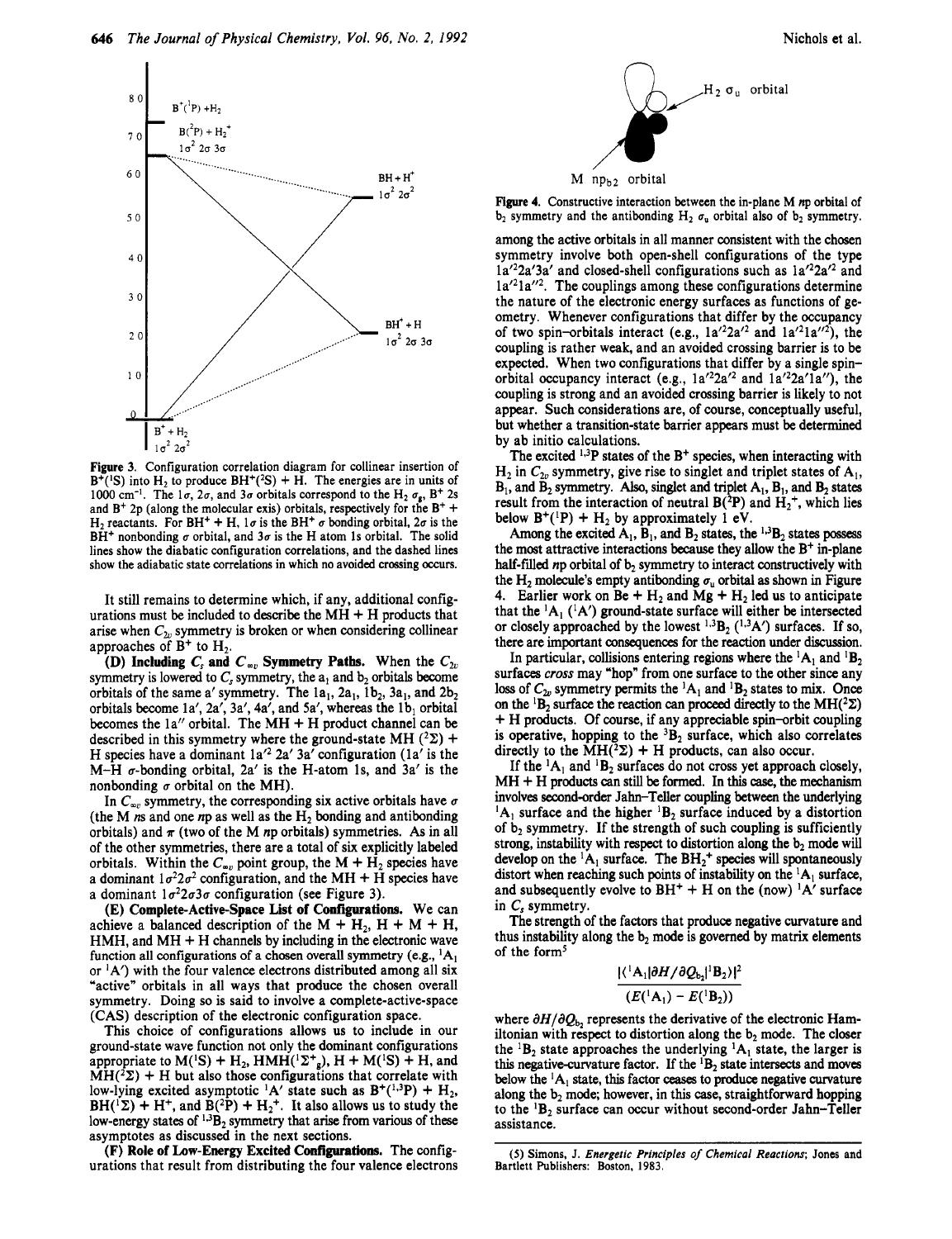**Figure 3.** Configuration correlation diagram for collinear insertion of $B^+(^1S)$ into $H_2$ to produce $BH^+(^2S) + H$. The energies are in units of 1000 $cm^{-1}$. The $1\sigma$, $2\sigma$, and $3\sigma$ orbitals correspond to the $H_2$ $\sigma_g$, $B^+$ 2s and $B^+$ 2p (along the molecular exis) orbitals, respectively for the $B^+ + H_2$ reactants. For $BH^+ + H$, $1\sigma$ is the $BH^+$ $\sigma$ bonding orbital, $2\sigma$ is the $BH^+$ nonbonding $\sigma$ orbital, and $3\sigma$ is the H atom 1s orbital. The solid lines show the diabatic configuration correlations, and the dashed lines show the adiabatic state correlations in which no avoided crossing occurs.

It still remains to determine which, if any, additional configurations must be included to describe the MH + H products that arise when $C_{2v}$ symmetry is broken or when considering collinear approaches of $B^+$ to $H_2$.

**(D) Including $C_s$ and $C_{\infty v}$ Symmetry Paths.** When the $C_{2v}$ symmetry is lowered to $C_s$ symmetry, the $a_1$ and $b_2$ orbitals become orbitals of the same a′ symmetry. The $1a_1$, $2a_1$, $1b_2$, $3a_1$, and $2b_2$ orbitals become 1a′, 2a′, 3a′, 4a′, and 5a′, whereas the $1b_1$ orbital becomes the 1a″ orbital. The MH + H product channel can be described in this symmetry where the ground-state MH ($^2\Sigma$) + H species have a dominant $1a'^2\,2a'\,3a'$ configuration (1a′ is the M–H $\sigma$-bonding orbital, 2a′ is the H-atom 1s, and 3a′ is the nonbonding $\sigma$ orbital on the MH).

In $C_{\infty v}$ symmetry, the corresponding six active orbitals have $\sigma$ (the M *n*s and one *n*p as well as the $H_2$ bonding and antibonding orbitals) and $\pi$ (two of the M *n*p orbitals) symmetries. As in all of the other symmetries, there are a total of six explicitly labeled orbitals. Within the $C_{\infty v}$ point group, the M + $H_2$ species have a dominant $1\sigma^2 2\sigma^2$ configuration, and the MH + H species have a dominant $1\sigma^2 2\sigma 3\sigma$ configuration (see Figure 3).

**(E) Complete-Active-Space List of Configurations.** We can achieve a balanced description of the M + $H_2$, H + M + H, HMH, and MH + H channels by including in the electronic wave function all configurations of a chosen overall symmetry (e.g., $^1A_1$ or $^1A'$) with the four valence electrons distributed among all six "active" orbitals in all ways that produce the chosen overall symmetry. Doing so is said to involve a complete-active-space (CAS) description of the electronic configuration space.

This choice of configurations allows us to include in our ground-state wave function not only the dominant configurations appropriate to M($^1S$) + $H_2$, HMH($^1\Sigma^+_g$), H + M($^1S$) + H, and MH($^2\Sigma$) + H but also those configurations that correlate with low-lying excited asymptotic $^1A'$ state such as $B^+(^{1,3}P) + H_2$, $BH(^1\Sigma) + H^+$, and $B(^2P) + H_2^+$. It also allows us to study the low-energy states of $^{1,3}B_2$ symmetry that arise from various of these asymptotes as discussed in the next sections.

**(F) Role of Low-Energy Excited Configurations.** The configurations that result from distributing the four valence electrons among the active orbitals in all manner consistent with the chosen symmetry involve both open-shell configurations of the type $1a'^2 2a' 3a'$ and closed-shell configurations such as $1a'^2 2a'^2$ and $1a'^2 1a''^2$. The couplings among these configurations determine the nature of the electronic energy surfaces as functions of geometry. Whenever configurations that differ by the occupancy of two spin–orbitals interact (e.g., $1a'^2 2a'^2$ and $1a'^2 1a''^2$), the coupling is rather weak, and an avoided crossing barrier is to be expected. When two configurations that differ by a single spin–orbital occupancy interact (e.g., $1a'^2 2a'^2$ and $1a'^2 2a' 1a''$), the coupling is strong and an avoided crossing barrier is likely to not appear. Such considerations are, of course, conceptually useful, but whether a transition-state barrier appears must be determined by ab initio calculations.

The excited $^{1,3}P$ states of the $B^+$ species, when interacting with $H_2$ in $C_{2v}$ symmetry, give rise to singlet and triplet states of $A_1$, $B_1$, and $B_2$ symmetry. Also, singlet and triplet $A_1$, $B_1$, and $B_2$ states result from the interaction of neutral $B(^2P)$ and $H_2^+$, which lies below $B^+(^1P) + H_2$ by approximately 1 eV.

Among the excited $A_1$, $B_1$, and $B_2$ states, the $^{1,3}B_2$ states possess the most attractive interactions because they allow the $B^+$ in-plane half-filled *n*p orbital of $b_2$ symmetry to interact constructively with the $H_2$ molecule's empty antibonding $\sigma_u$ orbital as shown in Figure 4. Earlier work on Be + $H_2$ and Mg + $H_2$ led us to anticipate that the $^1A_1$ ($^1A'$) ground-state surface will either be intersected or closely approached by the lowest $^{1,3}B_2$ ($^{1,3}A'$) surfaces. If so, there are important consequences for the reaction under discussion.

In particular, collisions entering regions where the $^1A_1$ and $^1B_2$ surfaces *cross* may "hop" from one surface to the other since any loss of $C_{2v}$ symmetry permits the $^1A_1$ and $^1B_2$ states to mix. Once on the $^1B_2$ surface the reaction can proceed directly to the MH($^2\Sigma$) + H products. Of course, if any appreciable spin–orbit coupling is operative, hopping to the $^3B_2$ surface, which also correlates directly to the MH($^2\Sigma$) + H products, can also occur.

If the $^1A_1$ and $^1B_2$ surfaces do not cross yet approach closely, MH + H products can still be formed. In this case, the mechanism involves second-order Jahn–Teller coupling between the underlying $^1A_1$ surface and the higher $^1B_2$ surface induced by a distortion of $b_2$ symmetry. If the strength of such coupling is sufficiently strong, instability with respect to distortion along the $b_2$ mode will develop on the $^1A_1$ surface. The $BH_2^+$ species will spontaneously distort when reaching such points of instability on the $^1A_1$ surface, and subsequently evolve to $BH^+ + H$ on the (now) $^1A'$ surface in $C_s$ symmetry.

The strength of the factors that produce negative curvature and thus instability along the $b_2$ mode is governed by matrix elements of the form[5]

$$\frac{|\langle {}^1A_1|\partial H/\partial Q_{b_2}|{}^1B_2\rangle|^2}{(E({}^1A_1) - E({}^1B_2))}$$

where $\partial H/\partial Q_{b_2}$ represents the derivative of the electronic Hamiltonian with respect to distortion along the $b_2$ mode. The closer the $^1B_2$ state approaches the underlying $^1A_1$ state, the larger is this negative-curvature factor. If the $^1B_2$ state intersects and moves below the $^1A_1$ state, this factor ceases to produce negative curvature along the $b_2$ mode; however, in this case, straightforward hopping to the $^1B_2$ surface can occur without second-order Jahn–Teller assistance.

**Figure 4.** Constructive interaction between the in-plane M *n*p orbital of $b_2$ symmetry and the antibonding $H_2$ $\sigma_u$ orbital also of $b_2$ symmetry.

(5) Simons, J. *Energetic Principles of Chemical Reactions*; Jones and Bartlett Publishers: Boston, 1983.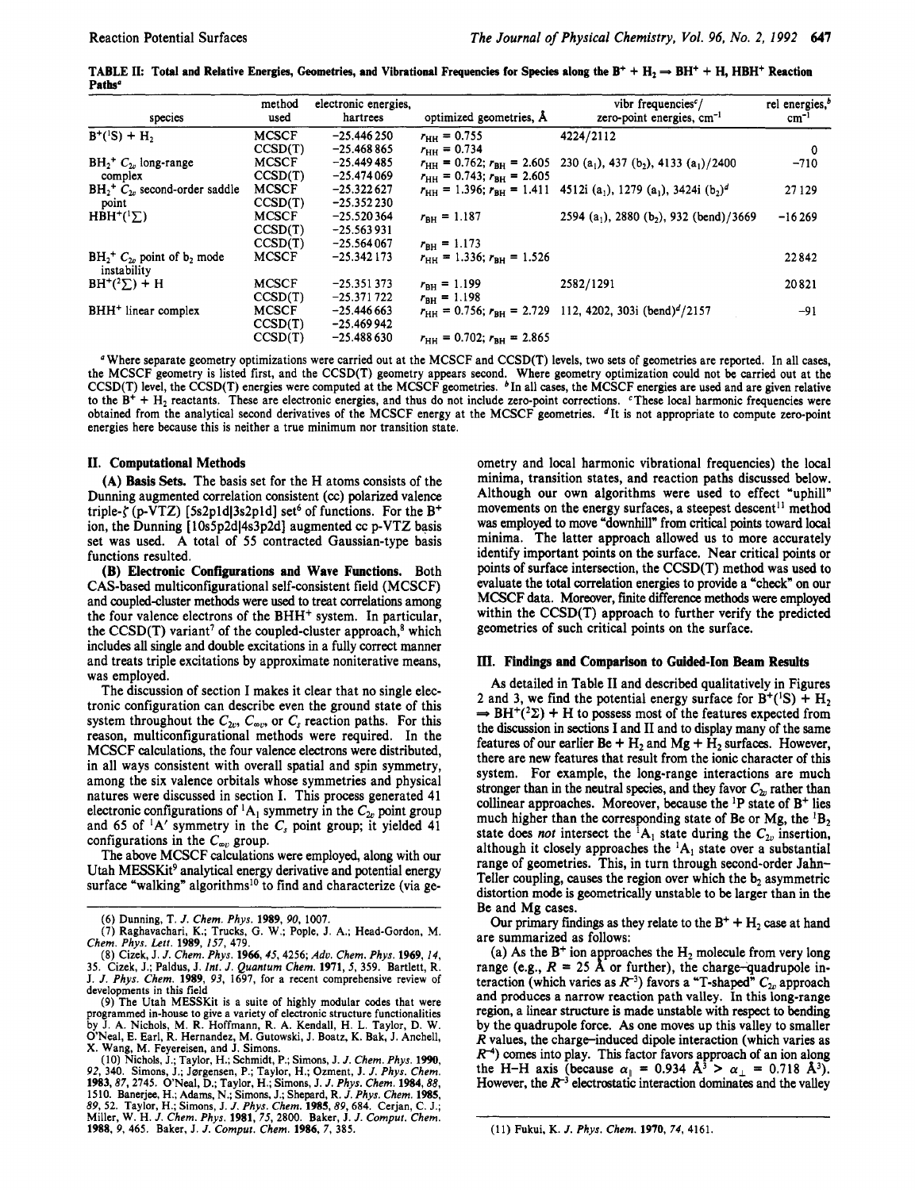TABLE II: Total and Relative Energies, Geometries, and Vibrational Frequencies for Species along the $B^+ + H_2 \Rightarrow BH^+ + H$, $HBH^+$ Reaction Paths[a]

| species | method used | electronic energies, hartrees | optimized geometries, Å | vibr frequencies[c]/ zero-point energies, cm$^{-1}$ | rel energies,[b] cm$^{-1}$ |
|---|---|---|---|---|---|
| $B^+(^1S) + H_2$ | MCSCF | −25.446 250 | $r_{HH}$ = 0.755 | 4224/2112 | |
| | CCSD(T) | −25.468 865 | $r_{HH}$ = 0.734 | | 0 |
| $BH_2^+$ $C_{2v}$ long-range complex | MCSCF | −25.449 485 | $r_{HH}$ = 0.762; $r_{BH}$ = 2.605 | 230 ($a_1$), 437 ($b_2$), 4133 ($a_1$)/2400 | −710 |
| | CCSD(T) | −25.474 069 | $r_{HH}$ = 0.743; $r_{BH}$ = 2.605 | | |
| $BH_2^+$ $C_{2v}$ second-order saddle point | MCSCF | −25.322 627 | $r_{HH}$ = 1.396; $r_{BH}$ = 1.411 | 4512i ($a_1$), 1279 ($a_1$), 3424i ($b_2$)[d] | 27 129 |
| | CCSD(T) | −25.352 230 | | | |
| $HBH^+(^1\Sigma)$ | MCSCF | −25.520 364 | $r_{BH}$ = 1.187 | 2594 ($a_1$), 2880 ($b_2$), 932 (bend)/3669 | −16 269 |
| | CCSD(T) | −25.563 931 | | | |
| | CCSD(T) | −25.564 067 | $r_{BH}$ = 1.173 | | |
| $BH_2^+$ $C_{2v}$ point of $b_2$ mode instability | MCSCF | −25.342 173 | $r_{HH}$ = 1.336; $r_{BH}$ = 1.526 | | 22 842 |
| $BH^+(^2\Sigma) + H$ | MCSCF | −25.351 373 | $r_{BH}$ = 1.199 | 2582/1291 | 20 821 |
| | CCSD(T) | −25.371 722 | $r_{BH}$ = 1.198 | | |
| $BHH^+$ linear complex | MCSCF | −25.446 663 | $r_{HH}$ = 0.756; $r_{BH}$ = 2.729 | 112, 4202, 303i (bend)[d]/2157 | −91 |
| | CCSD(T) | −25.469 942 | | | |
| | CCSD(T) | −25.488 630 | $r_{HH}$ = 0.702; $r_{BH}$ = 2.865 | | |

[a] Where separate geometry optimizations were carried out at the MCSCF and CCSD(T) levels, two sets of geometries are reported. In all cases, the MCSCF geometry is listed first, and the CCSD(T) geometry appears second. Where geometry optimization could not be carried out at the CCSD(T) level, the CCSD(T) energies were computed at the MCSCF geometries. [b] In all cases, the MCSCF energies are used and are given relative to the $B^+ + H_2$ reactants. These are electronic energies, and thus do not include zero-point corrections. [c] These local harmonic frequencies were obtained from the analytical second derivatives of the MCSCF energy at the MCSCF geometries. [d] It is not appropriate to compute zero-point energies here because this is neither a true minimum nor transition state.

## II. Computational Methods

**(A) Basis Sets.** The basis set for the H atoms consists of the Dunning augmented correlation consistent (cc) polarized valence triple-$\zeta$ (p-VTZ) [5s2p1d|3s2p1d] set[6] of functions. For the $B^+$ ion, the Dunning [10s5p2d|4s3p2d] augmented cc p-VTZ basis set was used. A total of 55 contracted Gaussian-type basis functions resulted.

**(B) Electronic Configurations and Wave Functions.** Both CAS-based multiconfigurational self-consistent field (MCSCF) and coupled-cluster methods were used to treat correlations among the four valence electrons of the $BHH^+$ system. In particular, the CCSD(T) variant[7] of the coupled-cluster approach,[8] which includes all single and double excitations in a fully correct manner and treats triple excitations by approximate noniterative means, was employed.

The discussion of section I makes it clear that no single electronic configuration can describe even the ground state of this system throughout the $C_{2v}$, $C_{\infty v}$, or $C_s$ reaction paths. For this reason, multiconfigurational methods were required. In the MCSCF calculations, the four valence electrons were distributed, in all ways consistent with overall spatial and spin symmetry, among the six valence orbitals whose symmetries and physical natures were discussed in section I. This process generated 41 electronic configurations of $^1A_1$ symmetry in the $C_{2v}$ point group and 65 of $^1A'$ symmetry in the $C_s$ point group; it yielded 41 configurations in the $C_{\infty v}$ group.

The above MCSCF calculations were employed, along with our Utah MESSKit[9] analytical energy derivative and potential energy surface "walking" algorithms[10] to find and characterize (via geometry and local harmonic vibrational frequencies) the local minima, transition states, and reaction paths discussed below. Although our own algorithms were used to effect "uphill" movements on the energy surfaces, a steepest descent[11] method was employed to move "downhill" from critical points toward local minima. The latter approach allowed us to more accurately identify important points on the surface. Near critical points or points of surface intersection, the CCSD(T) method was used to evaluate the total correlation energies to provide a "check" on our MCSCF data. Moreover, finite difference methods were employed within the CCSD(T) approach to further verify the predicted geometries of such critical points on the surface.

## III. Findings and Comparison to Guided-Ion Beam Results

As detailed in Table II and described qualitatively in Figures 2 and 3, we find the potential energy surface for $B^+(^1S) + H_2 \Rightarrow BH^+(^2\Sigma) + H$ to possess most of the features expected from the discussion in sections I and II and to display many of the same features of our earlier Be + $H_2$ and Mg + $H_2$ surfaces. However, there are new features that result from the ionic character of this system. For example, the long-range interactions are much stronger than in the neutral species, and they favor $C_{2v}$ rather than collinear approaches. Moreover, because the $^1P$ state of $B^+$ lies much higher than the corresponding state of Be or Mg, the $^1B_2$ state does *not* intersect the $^1A_1$ state during the $C_{2v}$ insertion, although it closely approaches the $^1A_1$ state over a substantial range of geometries. This, in turn through second-order Jahn–Teller coupling, causes the region over which the $b_2$ asymmetric distortion mode is geometrically unstable to be larger than in the Be and Mg cases.

Our primary findings as they relate to the $B^+ + H_2$ case at hand are summarized as follows:

(a) As the $B^+$ ion approaches the $H_2$ molecule from very long range (e.g., $R$ = 25 Å or further), the charge–quadrupole interaction (which varies as $R^{-3}$) favors a "T-shaped" $C_{2v}$ approach and produces a narrow reaction path valley. In this long-range region, a linear structure is made unstable with respect to bending by the quadrupole force. As one moves up this valley to smaller $R$ values, the charge–induced dipole interaction (which varies as $R^{-4}$) comes into play. This factor favors approach of an ion along the H–H axis (because $\alpha_\parallel$ = 0.934 Å$^3$ > $\alpha_\perp$ = 0.718 Å$^3$). However, the $R^{-3}$ electrostatic interaction dominates and the valley

(6) Dunning, T. *J. Chem. Phys.* **1989**, *90*, 1007.

(7) Raghavachari, K.; Trucks, G. W.; Pople, J. A.; Head-Gordon, M. *Chem. Phys. Lett.* **1989**, *157*, 479.

(8) Cizek, J. *J. Chem. Phys.* **1966**, *45*, 4256; *Adv. Chem. Phys.* **1969**, *14*, 35. Cizek, J.; Paldus, J. *Int. J. Quantum Chem.* **1971**, *5*, 359. Bartlett, R. J. *J. Phys. Chem.* **1989**, *93*, 1697, for a recent comprehensive review of developments in this field.

(9) The Utah MESSKit is a suite of highly modular codes that were programmed in-house to give a variety of electronic structure functionalities by J. A. Nichols, M. R. Hoffmann, R. A. Kendall, H. L. Taylor, D. W. O'Neal, E. Earl, R. Hernandez, M. Gutowski, J. Boatz, K. Bak, J. Anchell, X. Wang, M. Feyereisen, and J. Simons.

(10) Nichols, J.; Taylor, H.; Schmidt, P.; Simons, J. *J. Chem. Phys.* **1990**, *92*, 340. Simons, J.; Jørgensen, P.; Taylor, H.; Ozment, J. *J. Phys. Chem.* **1983**, *87*, 2745. O'Neal, D.; Taylor, H.; Simons, J. *J. Phys. Chem.* **1984**, *88*, 1510. Banerjee, H.; Adams, N.; Simons, J.; Shepard, R. *J. Phys. Chem.* **1985**, *89*, 52. Taylor, H.; Simons, J. *J. Phys. Chem.* **1985**, *89*, 684. Cerjan, C. J.; Miller, W. H. *J. Chem. Phys.* **1981**, *75*, 2800. Baker, J. *J. Comput. Chem.* **1988**, *9*, 465. Baker, J. *J. Comput. Chem.* **1986**, *7*, 385.

(11) Fukui, K. *J. Phys. Chem.* **1970**, *74*, 4161.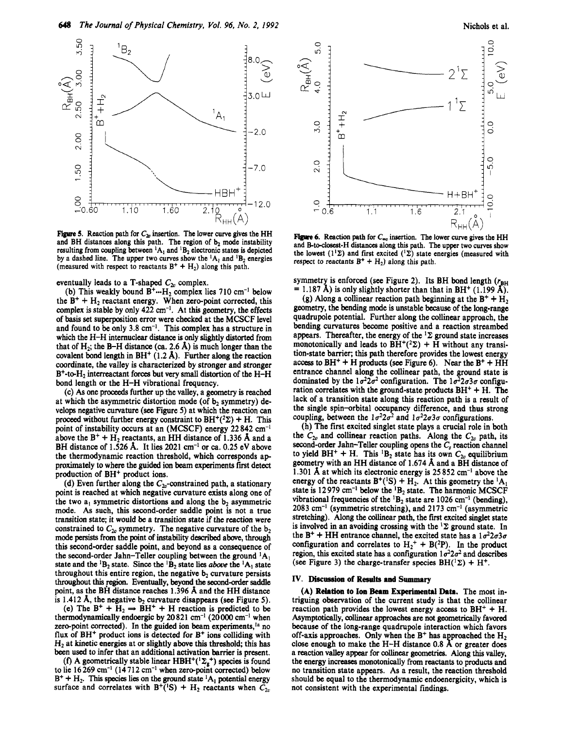**Figure 5.** Reaction path for $C_{2v}$ insertion. The lower curve gives the HH and BH distances along this path. The region of $b_2$ mode instability resulting from coupling between $^1A_1$ and $^1B_2$ electronic states is depicted by a dashed line. The upper two curves show the $^1A_1$ and $^1B_2$ energies (measured with respect to reactants $B^+ + H_2$) along this path.

**Figure 6.** Reaction path for $C_{\infty v}$ insertion. The lower curve gives the HH and B-to-closest-H distances along this path. The upper two curves show the lowest ($1^1\Sigma$) and first excited ($^1\Sigma$) state energies (measured with respect to reactants $B^+ + H_2$) along this path.

eventually leads to a T-shaped $C_{2v}$ complex.

(b) This weakly bound $B^+\cdots H_2$ complex lies 710 cm$^{-1}$ below the $B^+ + H_2$ reactant energy. When zero-point corrected, this complex is stable by only 422 cm$^{-1}$. At this geometry, the effects of basis set superposition error were checked at the MCSCF level and found to be only 3.8 cm$^{-1}$. This complex has a structure in which the H–H internuclear distance is only slightly distorted from that of $H_2$; the B–H distance (ca. 2.6 Å) is much longer than the covalent bond length in $BH^+$ (1.2 Å). Further along the reaction coordinate, the valley is characterized by stronger and stronger $B^+$-to-$H_2$ interreactant forces but very small distortion of the H–H bond length or the H–H vibrational frequency.

(c) As one proceeds further up the valley, a geometry is reached at which the asymmetric distortion mode (of $b_2$ symmetry) develops negative curvature (see Figure 5) at which the reaction can proceed without further energy constraint to $BH^+(^2\Sigma)$ + H. This point of instability occurs at an (MCSCF) energy 22 842 cm$^{-1}$ above the $B^+ + H_2$ reactants, an HH distance of 1.336 Å and a BH distance of 1.526 Å. It lies 2021 cm$^{-1}$ or ca. 0.25 eV above the thermodynamic reaction threshold, which corresponds approximately to where the guided ion beam experiments first detect production of $BH^+$ product ions.

(d) Even further along the $C_{2v}$-constrained path, a stationary point is reached at which negative curvature exists along one of the two $a_1$ symmetric distortions and along the $b_2$ asymmetric mode. As such, this second-order saddle point is not a true transition state; it would be a transition state if the reaction were constrained to $C_{2v}$ symmetry. The negative curvature of the $b_2$ mode persists from the point of instability described above, through this second-order saddle point, and beyond as a consequence of the second-order Jahn–Teller coupling between the ground $^1A_1$ state and the $^1B_2$ state. Since the $^1B_2$ state lies *above* the $^1A_1$ state throughout this entire region, the negative $b_2$ curvature persists throughout this region. Eventually, beyond the second-order saddle point, as the BH distance reaches 1.396 Å and the HH distance is 1.412 Å, the negative $b_2$ curvature disappears (see Figure 5).

(e) The $B^+ + H_2 \Rightarrow BH^+ + H$ reaction is predicted to be thermodynamically endoergic by 20 821 cm$^{-1}$ (20 000 cm$^{-1}$ when zero-point corrected). In the guided ion beam experiments,[1a] no flux of $BH^+$ product ions is detected for $B^+$ ions colliding with $H_2$ at kinetic energies at or slightly above this threshold; this has been used to infer that an additional activation barrier is present.

(f) A geometrically stable linear $HBH^+(^1\Sigma_g^+)$ species is found to lie 16 269 cm$^{-1}$ (14 712 cm$^{-1}$ when zero-point corrected) below $B^+ + H_2$. This species lies on the ground state $^1A_1$ potential energy surface and correlates with $B^+(^1S) + H_2$ reactants when $C_{2v}$ symmetry is enforced (see Figure 2). Its BH bond length ($r_{BH}$ = 1.187 Å) is only slightly shorter than that in $BH^+$ (1.199 Å).

(g) Along a collinear reaction path beginning at the $B^+ + H_2$ geometry, the bending mode is unstable because of the long-range quadrupole potential. Further along the collinear approach, the bending curvatures become positive and a reaction streambed appears. Thereafter, the energy of the $^1\Sigma$ ground state increases monotonically and leads to $BH^+(^2\Sigma)$ + H without any transition-state barrier; this path therefore provides the lowest energy access to $BH^+$ + H products (see Figure 6). Near the $B^+$ + HH entrance channel along the collinear path, the ground state is dominated by the $1\sigma^2 2\sigma^2$ configuration. The $1\sigma^2 2\sigma 3\sigma$ configuration correlates with the ground-state products $BH^+$ + H. The lack of a transition state along this reaction path is a result of the single spin–orbital occupancy difference, and thus strong coupling, between the $1\sigma^2 2\sigma^2$ and $1\sigma^2 2\sigma 3\sigma$ configurations.

(h) The first excited singlet state plays a crucial role in both the $C_{2v}$ and collinear reaction paths. Along the $C_{2v}$ path, its second-order Jahn–Teller coupling opens the $C_s$ reaction channel to yield $BH^+$ + H. This $^1B_2$ state has its own $C_{2v}$ equilibrium geometry with an HH distance of 1.674 Å and a BH distance of 1.301 Å at which its electronic energy is 25 852 cm$^{-1}$ above the energy of the reactants $B^+(^1S) + H_2$. At this geometry the $^1A_1$ state is 12 979 cm$^{-1}$ below the $^1B_2$ state. The harmonic MCSCF vibrational frequencies of the $^1B_2$ state are 1026 cm$^{-1}$ (bending), 2083 cm$^{-1}$ (symmetric stretching), and 2173 cm$^{-1}$ (asymmetric stretching). Along the collinear path, the first excited singlet state is involved in an avoiding crossing with the $^1\Sigma$ ground state. In the $B^+$ + HH entrance channel, the excited state has a $1\sigma^2 2\sigma 3\sigma$ configuration and correlates to $H_2^+ + B(^2P)$. In the product region, this excited state has a configuration $1\sigma^2 2\sigma^2$ and describes (see Figure 3) the charge-transfer species $BH(^1\Sigma) + H^+$.

## IV. Discussion of Results and Summary

**(A) Relation to Ion Beam Experimental Data.** The most intriguing observation of the current study is that the collinear reaction path provides the lowest energy access to $BH^+$ + H. Asymptotically, collinear approaches are not geometrically favored because of the long-range quadrupole interaction which favors off-axis approaches. Only when the $B^+$ has approached the $H_2$ close enough to make the H–H distance 0.8 Å or greater does a reaction valley appear for collinear geometries. Along this valley, the energy increases monotonically from reactants to products and no transition state appears. As a result, the reaction threshold should be equal to the thermodynamic endoergicity, which is not consistent with the experimental findings.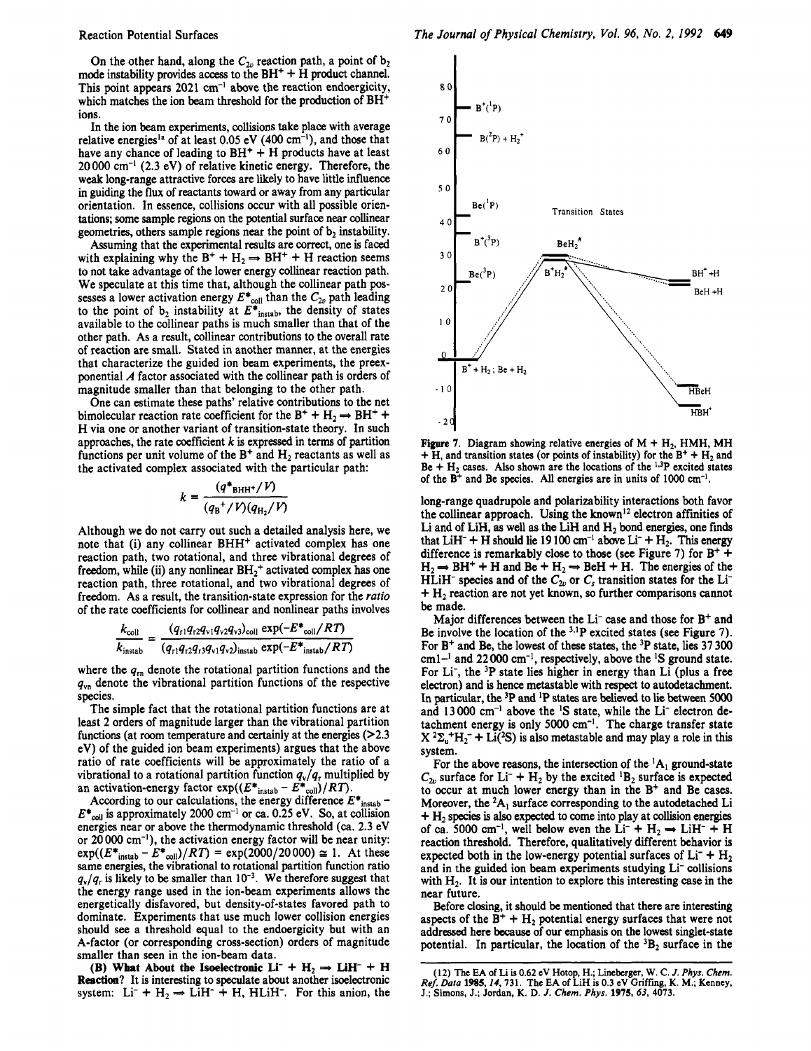On the other hand, along the $C_{2v}$ reaction path, a point of $b_2$ mode instability provides access to the $BH^+ + H$ product channel. This point appears 2021 cm$^{-1}$ above the reaction endoergicity, which matches the ion beam threshold for the production of $BH^+$ ions.

In the ion beam experiments, collisions take place with average relative energies[1a] of at least 0.05 eV (400 cm$^{-1}$), and those that have any chance of leading to $BH^+ + H$ products have at least 20 000 cm$^{-1}$ (2.3 eV) of relative kinetic energy. Therefore, the weak long-range attractive forces are likely to have little influence in guiding the flux of reactants toward or away from any particular orientation. In essence, collisions occur with all possible orientations; some sample regions on the potential surface near collinear geometries, others sample regions near the point of $b_2$ instability.

Assuming that the experimental results are correct, one is faced with explaining why the $B^+ + H_2 \Rightarrow BH^+ + H$ reaction seems to not take advantage of the lower energy collinear reaction path. We speculate at this time that, although the collinear path possesses a lower activation energy $E^*_{coll}$ than the $C_{2v}$ path leading to the point of $b_2$ instability at $E^*_{instab}$, the density of states available to the collinear paths is much smaller than that of the other path. As a result, collinear contributions to the overall rate of reaction are small. Stated in another manner, at the energies that characterize the guided ion beam experiments, the preexponential $A$ factor associated with the collinear path is orders of magnitude smaller than that belonging to the other path.

One can estimate these paths' relative contributions to the net bimolecular reaction rate coefficient for the $B^+ + H_2 \Rightarrow BH^+ + H$ via one or another variant of transition-state theory. In such approaches, the rate coefficient $k$ is expressed in terms of partition functions per unit volume of the $B^+$ and $H_2$ reactants as well as the activated complex associated with the particular path:

$$k = \frac{(q^*_{BHH^+}/V)}{(q_{B^+}/V)(q_{H_2}/V)}$$

Although we do not carry out such a detailed analysis here, we note that (i) any collinear $BHH^+$ activated complex has one reaction path, two rotational, and three vibrational degrees of freedom, while (ii) any nonlinear $BH_2^+$ activated complex has one reaction path, three rotational, and two vibrational degrees of freedom. As a result, the transition-state expression for the *ratio* of the rate coefficients for collinear and nonlinear paths involves

$$\frac{k_{coll}}{k_{instab}} = \frac{(q_{r1}q_{r2}q_{v1}q_{v2}q_{v3})_{coll}\exp(-E^*_{coll}/RT)}{(q_{r1}q_{r2}q_{r3}q_{v1}q_{v2})_{instab}\exp(-E^*_{instab}/RT)}$$

where the $q_{rn}$ denote the rotational partition functions and the $q_{vn}$ denote the vibrational partition functions of the respective species.

The simple fact that the rotational partition functions are at least 2 orders of magnitude larger than the vibrational partition functions (at room temperature and certainly at the energies (>2.3 eV) of the guided ion beam experiments) argues that the above ratio of rate coefficients will be approximately the ratio of a vibrational to a rotational partition function $q_v/q_r$ multiplied by an activation-energy factor $\exp((E^*_{instab} - E^*_{coll})/RT)$.

According to our calculations, the energy difference $E^*_{instab} - E^*_{coll}$ is approximately 2000 cm$^{-1}$ or ca. 0.25 eV. So, at collision energies near or above the thermodynamic threshold (ca. 2.3 eV or 20 000 cm$^{-1}$), the activation energy factor will be near unity: $\exp((E^*_{instab} - E^*_{coll})/RT) = \exp(2000/20000) \cong 1$. At these same energies, the vibrational to rotational partition function ratio $q_v/q_r$ is likely to be smaller than $10^{-3}$. We therefore suggest that the energy range used in the ion-beam experiments allows the energetically disfavored, but density-of-states favored path to dominate. Experiments that use much lower collision energies should see a threshold equal to the endoergicity but with an A-factor (or corresponding cross-section) orders of magnitude smaller than seen in the ion-beam data.

**(B) What About the Isoelectronic $Li^- + H_2 \Rightarrow LiH^- + H$ Reaction?** It is interesting to speculate about another isoelectronic system: $Li^- + H_2 \Rightarrow LiH^- + H$, $HLiH^-$. For this anion, the long-range quadrupole and polarizability interactions both favor the collinear approach. Using the known[12] electron affinities of Li and of LiH, as well as the LiH and $H_2$ bond energies, one finds that $LiH^- + H$ should lie 19 100 cm$^{-1}$ above $Li^- + H_2$. This energy difference is remarkably close to those (see Figure 7) for $B^+ + H_2 \Rightarrow BH^+ + H$ and $Be + H_2 \Rightarrow BeH + H$. The energies of the $HLiH^-$ species and of the $C_{2v}$ or $C_s$ transition states for the $Li^- + H_2$ reaction are not yet known, so further comparisons cannot be made.

Figure 7. Diagram showing relative energies of $M + H_2$, HMH, MH + H, and transition states (or points of instability) for the $B^+ + H_2$ and $Be + H_2$ cases. Also shown are the locations of the $^{1,3}P$ excited states of the $B^+$ and Be species. All energies are in units of 1000 cm$^{-1}$.

Major differences between the $Li^-$ case and those for $B^+$ and Be involve the location of the $^{3,1}P$ excited states (see Figure 7). For $B^+$ and Be, the lowest of these states, the $^3P$ state, lies 37 300 cm1$^{-1}$ and 22 000 cm$^{-1}$, respectively, above the $^1S$ ground state. For $Li^-$, the $^3P$ state lies higher in energy than Li (plus a free electron) and is hence metastable with respect to autodetachment. In particular, the $^3P$ and $^1P$ states are believed to lie between 5000 and 13 000 cm$^{-1}$ above the $^1S$ state, while the $Li^-$ electron detachment energy is only 5000 cm$^{-1}$. The charge transfer state $X\ ^2\Sigma_u^+ H_2^- + Li(^2S)$ is also metastable and may play a role in this system.

For the above reasons, the intersection of the $^1A_1$ ground-state $C_{2v}$ surface for $Li^- + H_2$ by the excited $^1B_2$ surface is expected to occur at much lower energy than in the $B^+$ and Be cases. Moreover, the $^2A_1$ surface corresponding to the autodetached Li + $H_2$ species is also expected to come into play at collision energies of ca. 5000 cm$^{-1}$, well below even the $Li^- + H_2 \Rightarrow LiH^- + H$ reaction threshold. Therefore, qualitatively different behavior is expected both in the low-energy potential surfaces of $Li^- + H_2$ and in the guided ion beam experiments studying $Li^-$ collisions with $H_2$. It is our intention to explore this interesting case in the near future.

Before closing, it should be mentioned that there are interesting aspects of the $B^+ + H_2$ potential energy surfaces that were not addressed here because of our emphasis on the lowest singlet-state potential. In particular, the location of the $^3B_2$ surface in the

(12) The EA of Li is 0.62 eV Hotop, H.; Lineberger, W. C. *J. Phys. Chem. Ref. Data* **1985**, *14*, 731. The EA of LiH is 0.3 eV Griffing, K. M.; Kenney, J.; Simons, J.; Jordan, K. D. *J. Chem. Phys.* **1975**, *63*, 4073.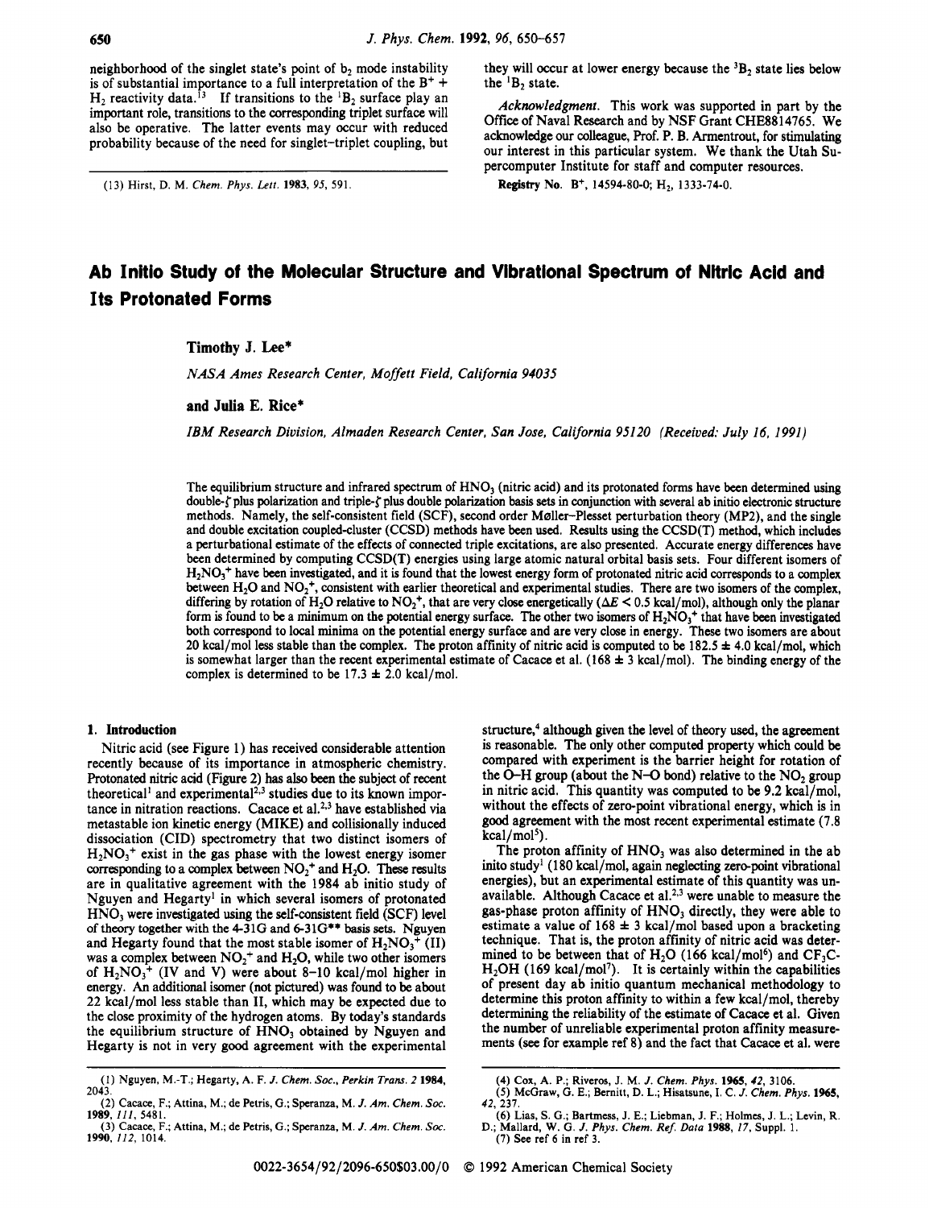neighborhood of the singlet state's point of $b_2$ mode instability is of substantial importance to a full interpretation of the $B^+ + H_2$ reactivity data.[13] If transitions to the $^1B_2$ surface play an important role, transitions to the corresponding triplet surface will also be operative. The latter events may occur with reduced probability because of the need for singlet–triplet coupling, but they will occur at lower energy because the $^3B_2$ state lies below the $^1B_2$ state.

*Acknowledgment.* This work was supported in part by the Office of Naval Research and by NSF Grant CHE8814765. We acknowledge our colleague, Prof. P. B. Armentrout, for stimulating our interest in this particular system. We thank the Utah Supercomputer Institute for staff and computer resources.

**Registry No.** $B^+$, 14594-80-0; $H_2$, 1333-74-0.

(13) Hirst, D. M. *Chem. Phys. Lett.* **1983**, *95*, 591.

# Ab Initio Study of the Molecular Structure and Vibrational Spectrum of Nitric Acid and Its Protonated Forms

**Timothy J. Lee\***

*NASA Ames Research Center, Moffett Field, California 94035*

**and Julia E. Rice\***

*IBM Research Division, Almaden Research Center, San Jose, California 95120 (Received: July 16, 1991)*

The equilibrium structure and infrared spectrum of $HNO_3$ (nitric acid) and its protonated forms have been determined using double-ζ plus polarization and triple-ζ plus double polarization basis sets in conjunction with several ab initio electronic structure methods. Namely, the self-consistent field (SCF), second order Møller-Plesset perturbation theory (MP2), and the single and double excitation coupled-cluster (CCSD) methods have been used. Results using the CCSD(T) method, which includes a perturbational estimate of the effects of connected triple excitations, are also presented. Accurate energy differences have been determined by computing CCSD(T) energies using large atomic natural orbital basis sets. Four different isomers of $H_2NO_3^+$ have been investigated, and it is found that the lowest energy form of protonated nitric acid corresponds to a complex between $H_2O$ and $NO_2^+$, consistent with earlier theoretical and experimental studies. There are two isomers of the complex, differing by rotation of $H_2O$ relative to $NO_2^+$, that are very close energetically ($\Delta E < 0.5$ kcal/mol), although only the planar form is found to be a minimum on the potential energy surface. The other two isomers of $H_2NO_3^+$ that have been investigated both correspond to local minima on the potential energy surface and are very close in energy. These two isomers are about 20 kcal/mol less stable than the complex. The proton affinity of nitric acid is computed to be 182.5 ± 4.0 kcal/mol, which is somewhat larger than the recent experimental estimate of Cacace et al. (168 ± 3 kcal/mol). The binding energy of the complex is determined to be 17.3 ± 2.0 kcal/mol.

## 1. Introduction

Nitric acid (see Figure 1) has received considerable attention recently because of its importance in atmospheric chemistry. Protonated nitric acid (Figure 2) has also been the subject of recent theoretical[1] and experimental[2,3] studies due to its known importance in nitration reactions. Cacace et al.[2,3] have established via metastable ion kinetic energy (MIKE) and collisionally induced dissociation (CID) spectrometry that two distinct isomers of $H_2NO_3^+$ exist in the gas phase with the lowest energy isomer corresponding to a complex between $NO_2^+$ and $H_2O$. These results are in qualitative agreement with the 1984 ab initio study of Nguyen and Hegarty[1] in which several isomers of protonated $HNO_3$ were investigated using the self-consistent field (SCF) level of theory together with the 4-31G and 6-31G** basis sets. Nguyen and Hegarty found that the most stable isomer of $H_2NO_3^+$ (II) was a complex between $NO_2^+$ and $H_2O$, while two other isomers of $H_2NO_3^+$ (IV and V) were about 8–10 kcal/mol higher in energy. An additional isomer (not pictured) was found to be about 22 kcal/mol less stable than II, which may be expected due to the close proximity of the hydrogen atoms. By today's standards the equilibrium structure of $HNO_3$ obtained by Nguyen and Hegarty is not in very good agreement with the experimental structure,[4] although given the level of theory used, the agreement is reasonable. The only other computed property which could be compared with experiment is the barrier height for rotation of the O–H group (about the N–O bond) relative to the $NO_2$ group in nitric acid. This quantity was computed to be 9.2 kcal/mol, without the effects of zero-point vibrational energy, which is in good agreement with the most recent experimental estimate (7.8 kcal/mol[5]).

The proton affinity of $HNO_3$ was also determined in the ab inito study[1] (180 kcal/mol, again neglecting zero-point vibrational energies), but an experimental estimate of this quantity was unavailable. Although Cacace et al.[2,3] were unable to measure the gas-phase proton affinity of $HNO_3$ directly, they were able to estimate a value of 168 ± 3 kcal/mol based upon a bracketing technique. That is, the proton affinity of nitric acid was determined to be between that of $H_2O$ (166 kcal/mol[6]) and $CF_3CH_2OH$ (169 kcal/mol[7]). It is certainly within the capabilities of present day ab initio quantum mechanical methodology to determine this proton affinity to within a few kcal/mol, thereby determining the reliability of the estimate of Cacace et al. Given the number of unreliable experimental proton affinity measurements (see for example ref 8) and the fact that Cacace et al. were

(1) Nguyen, M.-T.; Hegarty, A. F. *J. Chem. Soc., Perkin Trans. 2* **1984**, 2043.

(2) Cacace, F.; Attina, M.; de Petris, G.; Speranza, M. *J. Am. Chem. Soc.* **1989**, *111*, 5481.

(3) Cacace, F.; Attina, M.; de Petris, G.; Speranza, M. *J. Am. Chem. Soc.* **1990**, *112*, 1014.

(4) Cox, A. P.; Riveros, J. M. *J. Chem. Phys.* **1965**, *42*, 3106.

(5) McGraw, G. E.; Bernitt, D. L.; Hisatsune, I. C. *J. Chem. Phys.* **1965**, *42*, 237.

(6) Lias, S. G.; Bartmess, J. E.; Liebman, J. F.; Holmes, J. L.; Levin, R. D.; Mallard, W. G. *J. Phys. Chem. Ref. Data* **1988**, *17*, Suppl. 1.

(7) See ref 6 in ref 3.

0022-3654/92/2096-650$03.00/0 © 1992 American Chemical Society